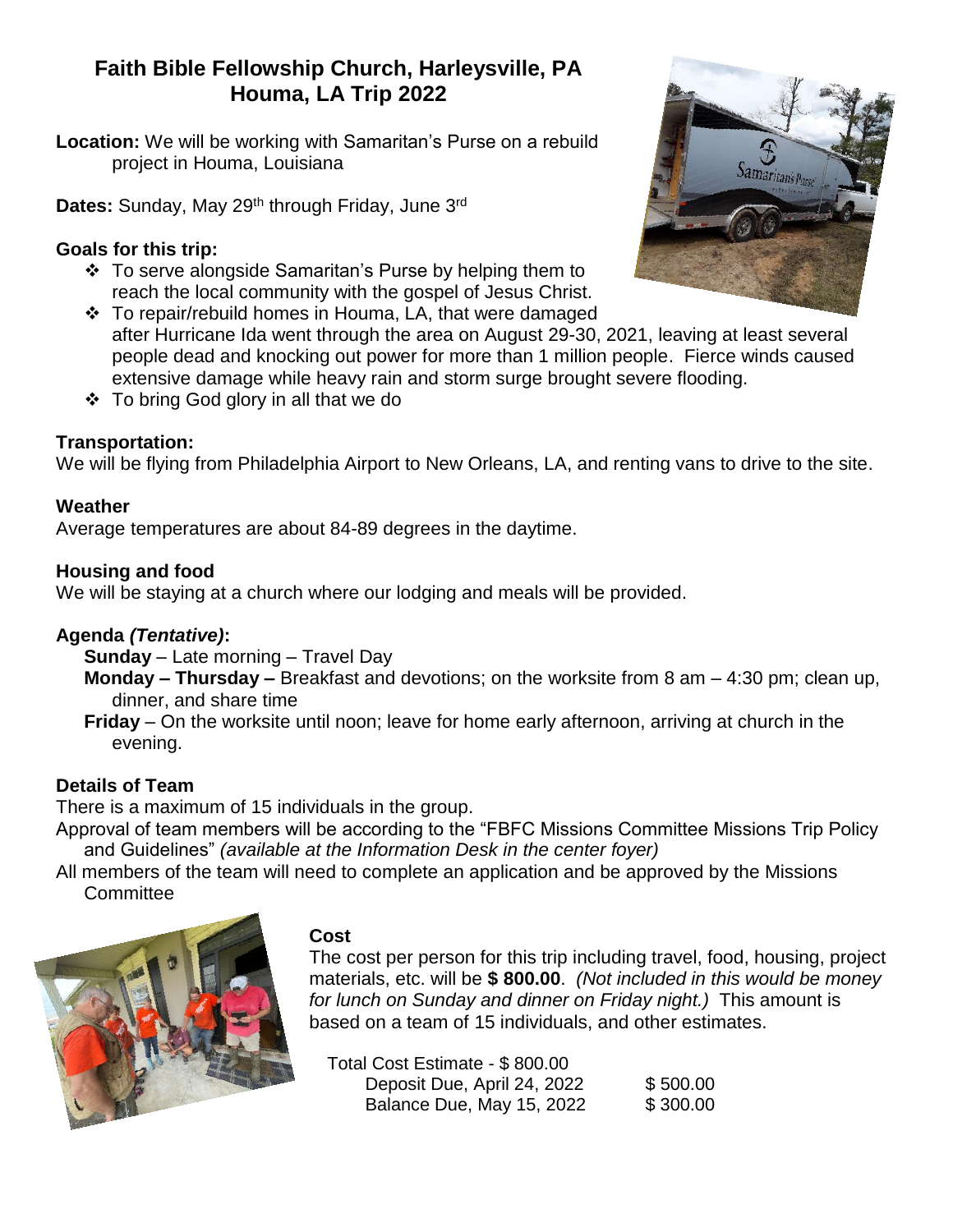# Faith Bible Fellowship Church, Harleysville, PA
# Houma, LA Trip 2022

**Location:** We will be working with Samaritan's Purse on a rebuild project in Houma, Louisiana

**Dates:** Sunday, May 29th through Friday, June 3rd

**Goals for this trip:**

- To serve alongside Samaritan's Purse by helping them to reach the local community with the gospel of Jesus Christ.
- To repair/rebuild homes in Houma, LA, that were damaged after Hurricane Ida went through the area on August 29-30, 2021, leaving at least several people dead and knocking out power for more than 1 million people. Fierce winds caused extensive damage while heavy rain and storm surge brought severe flooding.
- To bring God glory in all that we do

**Transportation:**

We will be flying from Philadelphia Airport to New Orleans, LA, and renting vans to drive to the site.

**Weather**

Average temperatures are about 84-89 degrees in the daytime.

**Housing and food**

We will be staying at a church where our lodging and meals will be provided.

**Agenda *(Tentative)*:**

**Sunday** – Late morning – Travel Day

**Monday – Thursday –** Breakfast and devotions; on the worksite from 8 am – 4:30 pm; clean up, dinner, and share time

**Friday** – On the worksite until noon; leave for home early afternoon, arriving at church in the evening.

**Details of Team**

There is a maximum of 15 individuals in the group.

Approval of team members will be according to the "FBFC Missions Committee Missions Trip Policy and Guidelines" *(available at the Information Desk in the center foyer)*

All members of the team will need to complete an application and be approved by the Missions Committee

**Cost**

The cost per person for this trip including travel, food, housing, project materials, etc. will be **$ 800.00**. *(Not included in this would be money for lunch on Sunday and dinner on Friday night.)* This amount is based on a team of 15 individuals, and other estimates.

Total Cost Estimate - $ 800.00

| | |
|---|---|
| Deposit Due, April 24, 2022 | $ 500.00 |
| Balance Due, May 15, 2022 | $ 300.00 |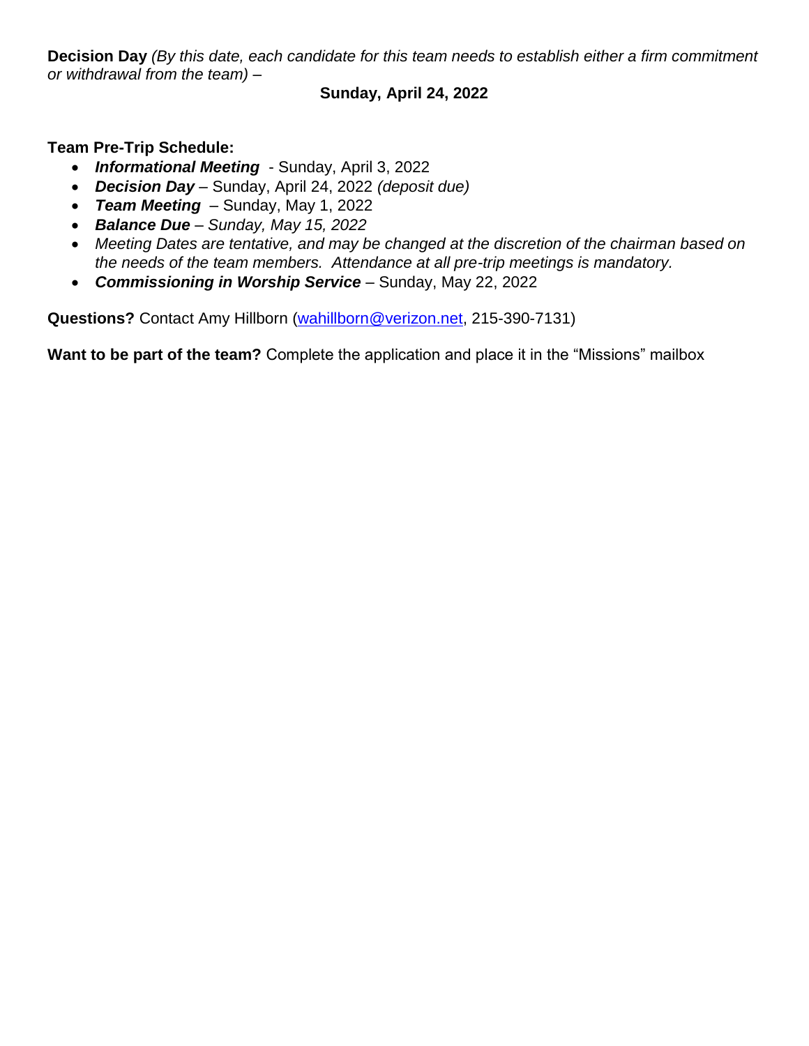**Decision Day** *(By this date, each candidate for this team needs to establish either a firm commitment or withdrawal from the team) –*

**Sunday, April 24, 2022**

**Team Pre-Trip Schedule:**

- ***Informational Meeting*** - Sunday, April 3, 2022
- ***Decision Day*** – Sunday, April 24, 2022 *(deposit due)*
- ***Team Meeting*** – Sunday, May 1, 2022
- ***Balance Due*** *– Sunday, May 15, 2022*
- *Meeting Dates are tentative, and may be changed at the discretion of the chairman based on the needs of the team members. Attendance at all pre-trip meetings is mandatory.*
- ***Commissioning in Worship Service*** – Sunday, May 22, 2022

**Questions?** Contact Amy Hillborn (wahillborn@verizon.net, 215-390-7131)

**Want to be part of the team?** Complete the application and place it in the "Missions" mailbox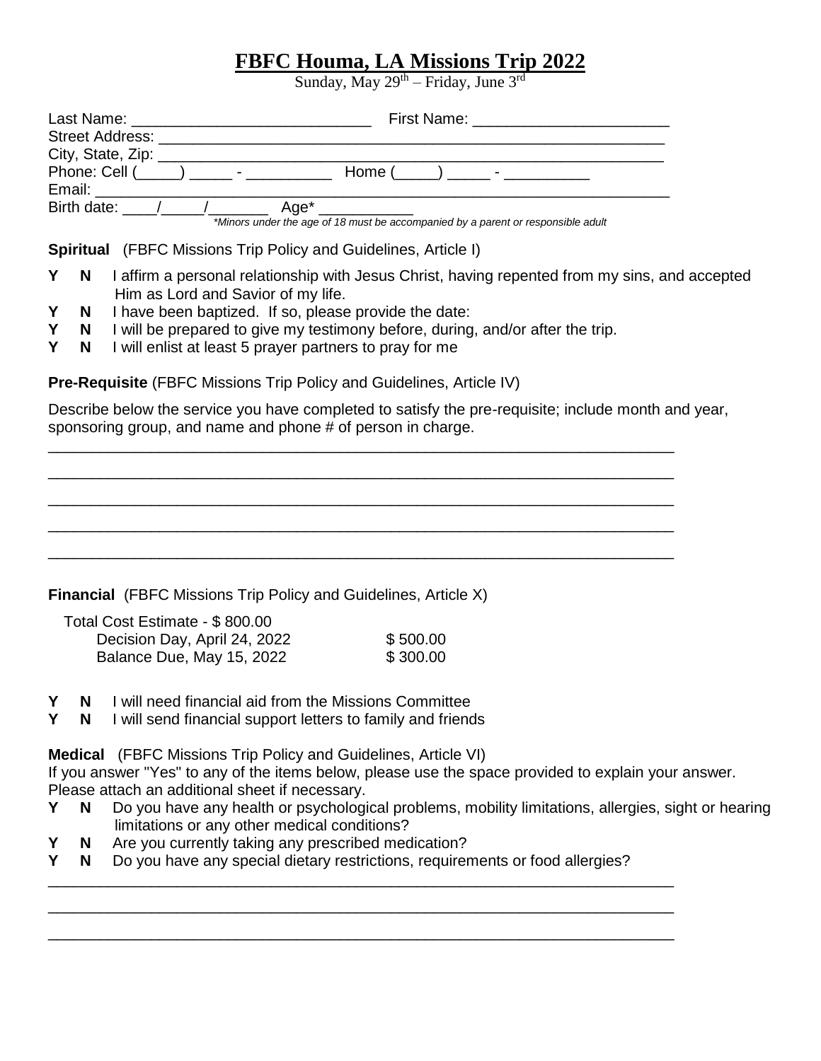# FBFC Houma, LA Missions Trip 2022

Sunday, May 29th – Friday, June 3rd

Last Name: ___________________________ First Name: ______________________

Street Address: ___________________________________________________________

City, State, Zip: ___________________________________________________________

Phone: Cell (_____) _____ - __________ Home (_____) _____ - __________

Email: _______________________________________________________________

Birth date: ____/_____/_______ Age* ___________

*\*Minors under the age of 18 must be accompanied by a parent or responsible adult*

**Spiritual** (FBFC Missions Trip Policy and Guidelines, Article I)

**Y N** I affirm a personal relationship with Jesus Christ, having repented from my sins, and accepted Him as Lord and Savior of my life.

**Y N** I have been baptized. If so, please provide the date:

**Y N** I will be prepared to give my testimony before, during, and/or after the trip.

**Y N** I will enlist at least 5 prayer partners to pray for me

**Pre-Requisite** (FBFC Missions Trip Policy and Guidelines, Article IV)

Describe below the service you have completed to satisfy the pre-requisite; include month and year, sponsoring group, and name and phone # of person in charge.

___________________________________________________________________________

___________________________________________________________________________

___________________________________________________________________________

___________________________________________________________________________

___________________________________________________________________________

**Financial** (FBFC Missions Trip Policy and Guidelines, Article X)

Total Cost Estimate - $ 800.00

| | |
|---|---|
| Decision Day, April 24, 2022 | $ 500.00 |
| Balance Due, May 15, 2022 | $ 300.00 |

**Y N** I will need financial aid from the Missions Committee

**Y N** I will send financial support letters to family and friends

**Medical** (FBFC Missions Trip Policy and Guidelines, Article VI)

If you answer "Yes" to any of the items below, please use the space provided to explain your answer. Please attach an additional sheet if necessary.

**Y N** Do you have any health or psychological problems, mobility limitations, allergies, sight or hearing limitations or any other medical conditions?

**Y N** Are you currently taking any prescribed medication?

**Y N** Do you have any special dietary restrictions, requirements or food allergies?

___________________________________________________________________________

___________________________________________________________________________

___________________________________________________________________________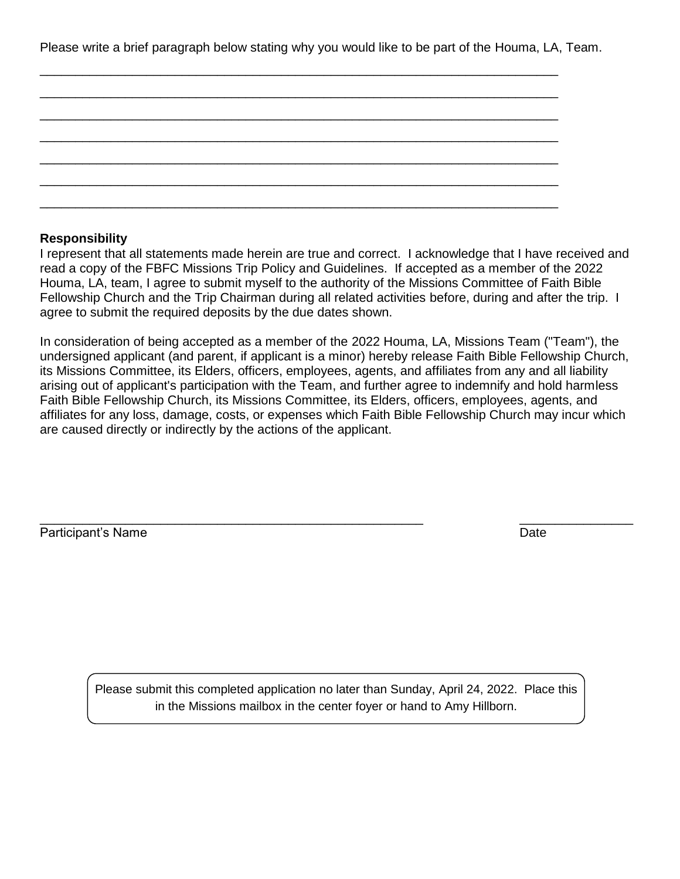Please write a brief paragraph below stating why you would like to be part of the Houma, LA, Team.

_________________________________________________________________________

_________________________________________________________________________

_________________________________________________________________________

_________________________________________________________________________

_________________________________________________________________________

_________________________________________________________________________

_________________________________________________________________________

**Responsibility**

I represent that all statements made herein are true and correct. I acknowledge that I have received and read a copy of the FBFC Missions Trip Policy and Guidelines. If accepted as a member of the 2022 Houma, LA, team, I agree to submit myself to the authority of the Missions Committee of Faith Bible Fellowship Church and the Trip Chairman during all related activities before, during and after the trip. I agree to submit the required deposits by the due dates shown.

In consideration of being accepted as a member of the 2022 Houma, LA, Missions Team ("Team"), the undersigned applicant (and parent, if applicant is a minor) hereby release Faith Bible Fellowship Church, its Missions Committee, its Elders, officers, employees, agents, and affiliates from any and all liability arising out of applicant's participation with the Team, and further agree to indemnify and hold harmless Faith Bible Fellowship Church, its Missions Committee, its Elders, officers, employees, agents, and affiliates for any loss, damage, costs, or expenses which Faith Bible Fellowship Church may incur which are caused directly or indirectly by the actions of the applicant.

_______________________________________________________ ________________

Participant's Name Date

Please submit this completed application no later than Sunday, April 24, 2022. Place this in the Missions mailbox in the center foyer or hand to Amy Hillborn.